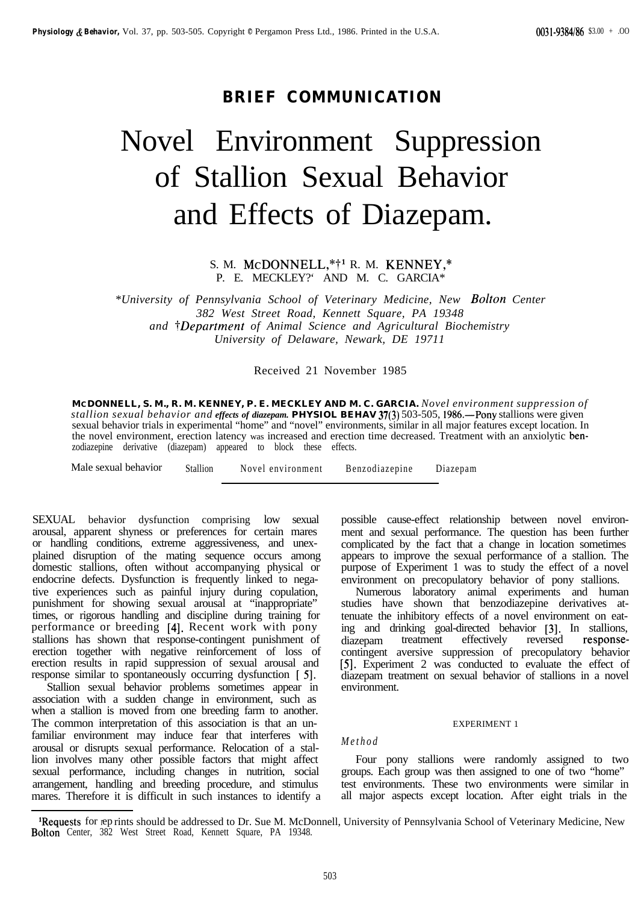## BRIEF COMMUNICATION

# Novel Environment Suppression of Stallion Sexual Behavior and Effects of Diazepam.

S. M. McDONNELL,*†[1] R. M. KENNEY,* P. E. MECKLEY?' AND M. C. GARCIA*

*\*University of Pennsylvania School of Veterinary Medicine, New Bolton Center 382 West Street Road, Kennett Square, PA 19348 and †Department of Animal Science and Agricultural Biochemistry University of Delaware, Newark, DE 19711*

Received 21 November 1985

**McDONNELL, S. M., R. M. KENNEY, P. E. MECKLEY AND M. C. GARCIA.** *Novel environment suppression of stallion sexual behavior and effects of diazepam.* **PHYSIOL BEHAV 37(3)** 503-505, 1986.—Pony stallions were given sexual behavior trials in experimental "home" and "novel" environments, similar in all major features except location. In the novel environment, erection latency was increased and erection time decreased. Treatment with an anxiolytic benzodiazepine derivative (diazepam) appeared to block these effects.

Male sexual behavior Stallion Novel environment Benzodiazepine Diazepam

SEXUAL behavior dysfunction comprising low sexual arousal, apparent shyness or preferences for certain mares or handling conditions, extreme aggressiveness, and unexplained disruption of the mating sequence occurs among domestic stallions, often without accompanying physical or endocrine defects. Dysfunction is frequently linked to negative experiences such as painful injury during copulation, punishment for showing sexual arousal at "inappropriate" times, or rigorous handling and discipline during training for performance or breeding [4]. Recent work with pony stallions has shown that response-contingent punishment of erection together with negative reinforcement of loss of erection results in rapid suppression of sexual arousal and response similar to spontaneously occurring dysfunction [5].

Stallion sexual behavior problems sometimes appear in association with a sudden change in environment, such as when a stallion is moved from one breeding farm to another. The common interpretation of this association is that an unfamiliar environment may induce fear that interferes with arousal or disrupts sexual performance. Relocation of a stallion involves many other possible factors that might affect sexual performance, including changes in nutrition, social arrangement, handling and breeding procedure, and stimulus mares. Therefore it is difficult in such instances to identify a possible cause-effect relationship between novel environment and sexual performance. The question has been further complicated by the fact that a change in location sometimes appears to improve the sexual performance of a stallion. The purpose of Experiment 1 was to study the effect of a novel environment on precopulatory behavior of pony stallions.

Numerous laboratory animal experiments and human studies have shown that benzodiazepine derivatives attenuate the inhibitory effects of a novel environment on eating and drinking goal-directed behavior [3]. In stallions, diazepam treatment effectively reversed response-contingent aversive suppression of precopulatory behavior [5]. Experiment 2 was conducted to evaluate the effect of diazepam treatment on sexual behavior of stallions in a novel environment.

### EXPERIMENT 1

#### *Method*

Four pony stallions were randomly assigned to two groups. Each group was then assigned to one of two "home" test environments. These two environments were similar in all major aspects except location. After eight trials in the

[1]Requests for reprints should be addressed to Dr. Sue M. McDonnell, University of Pennsylvania School of Veterinary Medicine, New Bolton Center, 382 West Street Road, Kennett Square, PA 19348.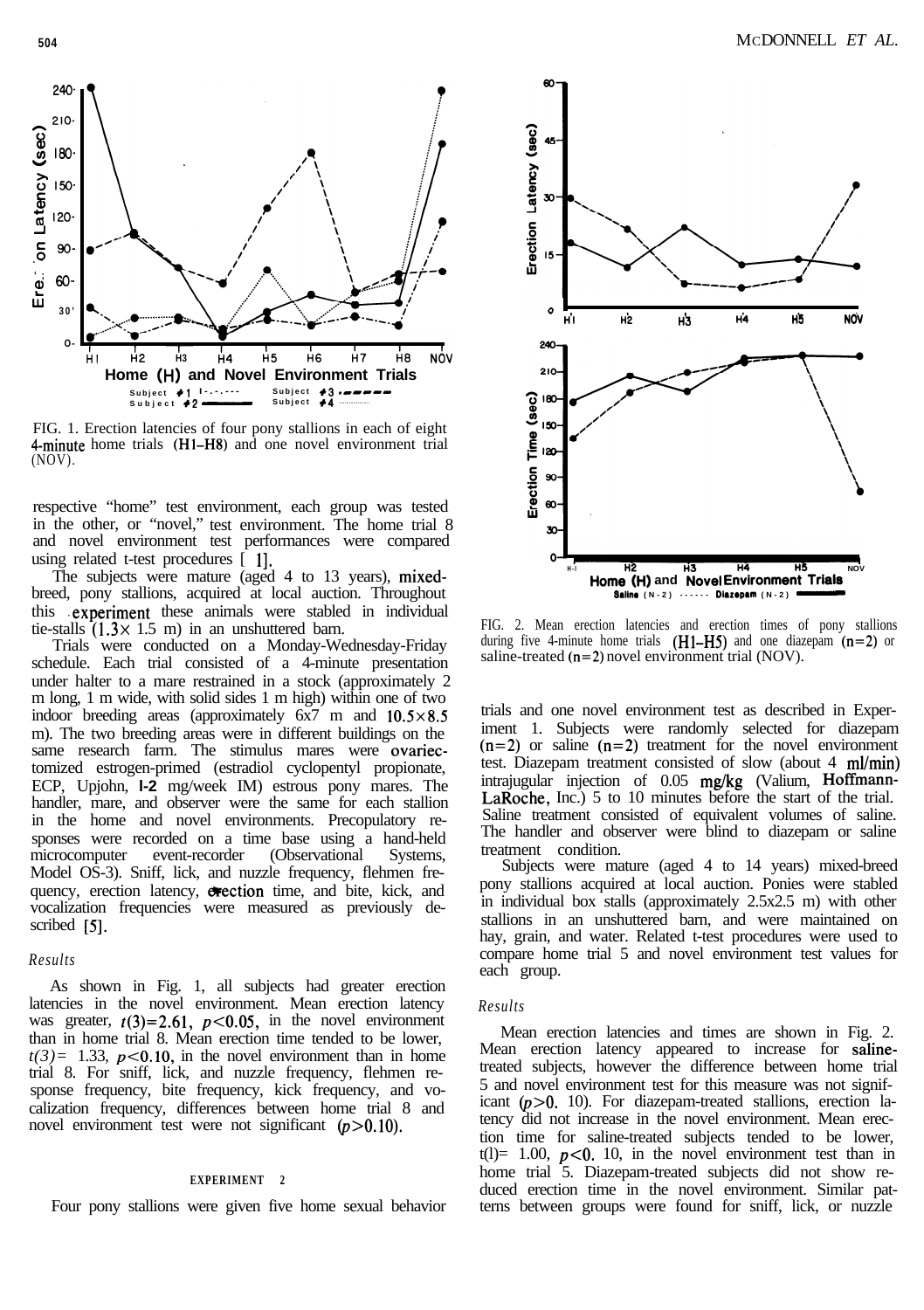FIG. 1. Erection latencies of four pony stallions in each of eight 4-minute home trials (H1–H8) and one novel environment trial (NOV).

respective "home" test environment, each group was tested in the other, or "novel," test environment. The home trial 8 and novel environment test performances were compared using related t-test procedures [1].

The subjects were mature (aged 4 to 13 years), mixed-breed, pony stallions, acquired at local auction. Throughout this experiment these animals were stabled in individual tie-stalls (1.3× 1.5 m) in an unshuttered barn.

Trials were conducted on a Monday-Wednesday-Friday schedule. Each trial consisted of a 4-minute presentation under halter to a mare restrained in a stock (approximately 2 m long, 1 m wide, with solid sides 1 m high) within one of two indoor breeding areas (approximately 6x7 m and 10.5×8.5 m). The two breeding areas were in different buildings on the same research farm. The stimulus mares were ovariectomized estrogen-primed (estradiol cyclopentyl propionate, ECP, Upjohn, 1-2 mg/week IM) estrous pony mares. The handler, mare, and observer were the same for each stallion in the home and novel environments. Precopulatory responses were recorded on a time base using a hand-held microcomputer event-recorder (Observational Systems, Model OS-3). Sniff, lick, and nuzzle frequency, flehmen frequency, erection latency, erection time, and bite, kick, and vocalization frequencies were measured as previously described [5].

### *Results*

As shown in Fig. 1, all subjects had greater erection latencies in the novel environment. Mean erection latency was greater, $t(3)=2.61$, $p<0.05$, in the novel environment than in home trial 8. Mean erection time tended to be lower, $t(3)=1.33$, $p<0.10$, in the novel environment than in home trial 8. For sniff, lick, and nuzzle frequency, flehmen response frequency, bite frequency, kick frequency, and vocalization frequency, differences between home trial 8 and novel environment test were not significant ($p>0.10$).

## EXPERIMENT 2

Four pony stallions were given five home sexual behavior trials and one novel environment test as described in Experiment 1. Subjects were randomly selected for diazepam ($n=2$) or saline ($n=2$) treatment for the novel environment test. Diazepam treatment consisted of slow (about 4 ml/min) intrajugular injection of 0.05 mg/kg (Valium, Hoffmann-LaRoche, Inc.) 5 to 10 minutes before the start of the trial. Saline treatment consisted of equivalent volumes of saline. The handler and observer were blind to diazepam or saline treatment condition.

Subjects were mature (aged 4 to 14 years) mixed-breed pony stallions acquired at local auction. Ponies were stabled in individual box stalls (approximately 2.5x2.5 m) with other stallions in an unshuttered barn, and were maintained on hay, grain, and water. Related t-test procedures were used to compare home trial 5 and novel environment test values for each group.

FIG. 2. Mean erection latencies and erection times of pony stallions during five 4-minute home trials (H1–H5) and one diazepam ($n=2$) or saline-treated ($n=2$) novel environment trial (NOV).

### *Results*

Mean erection latencies and times are shown in Fig. 2. Mean erection latency appeared to increase for saline-treated subjects, however the difference between home trial 5 and novel environment test for this measure was not significant ($p>0.10$). For diazepam-treated stallions, erection latency did not increase in the novel environment. Mean erection time for saline-treated subjects tended to be lower, $t(1)=1.00$, $p<0.10$, in the novel environment test than in home trial 5. Diazepam-treated subjects did not show reduced erection time in the novel environment. Similar patterns between groups were found for sniff, lick, or nuzzle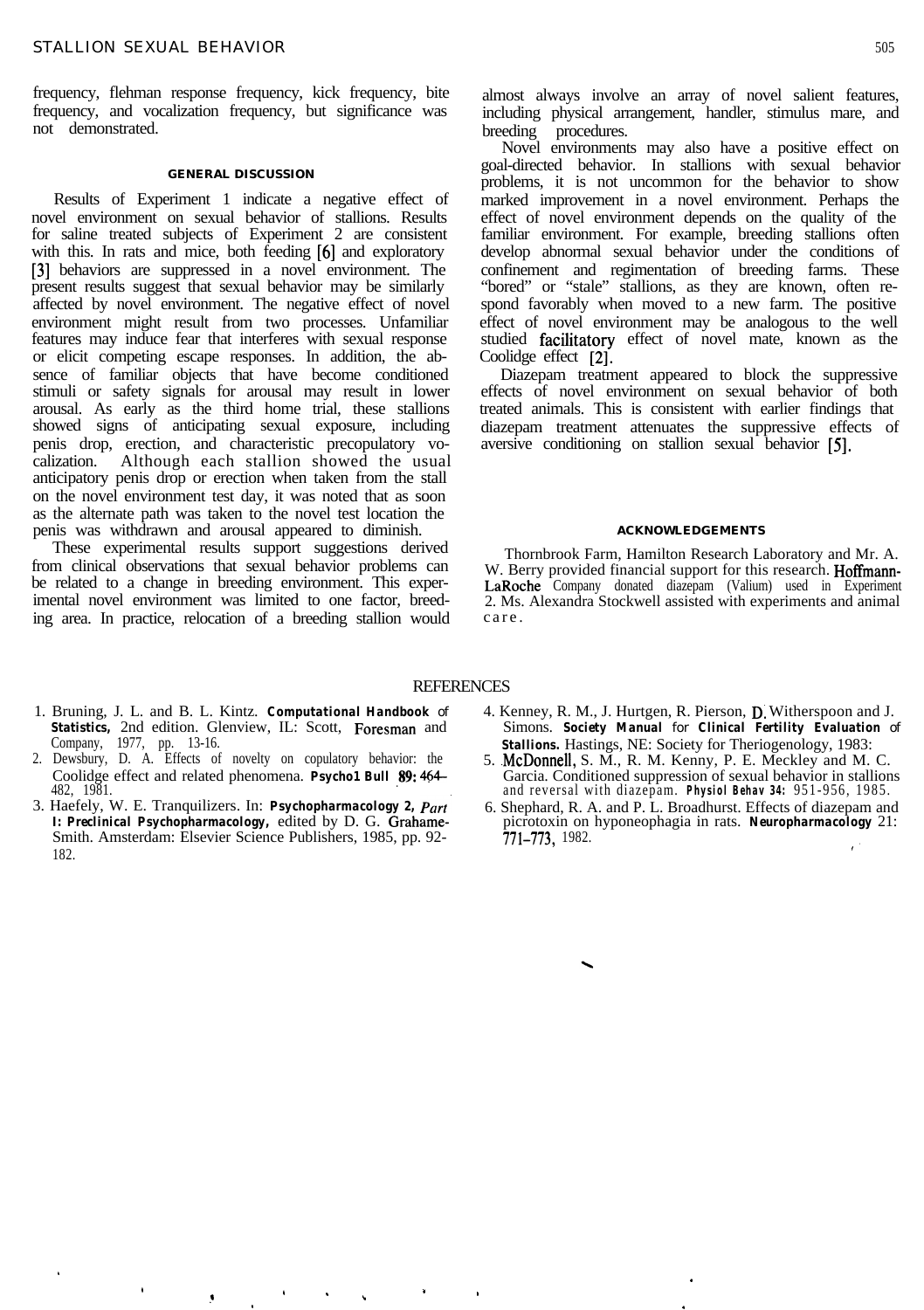frequency, flehman response frequency, kick frequency, bite frequency, and vocalization frequency, but significance was not demonstrated.

## GENERAL DISCUSSION

Results of Experiment 1 indicate a negative effect of novel environment on sexual behavior of stallions. Results for saline treated subjects of Experiment 2 are consistent with this. In rats and mice, both feeding [6] and exploratory [3] behaviors are suppressed in a novel environment. The present results suggest that sexual behavior may be similarly affected by novel environment. The negative effect of novel environment might result from two processes. Unfamiliar features may induce fear that interferes with sexual response or elicit competing escape responses. In addition, the absence of familiar objects that have become conditioned stimuli or safety signals for arousal may result in lower arousal. As early as the third home trial, these stallions showed signs of anticipating sexual exposure, including penis drop, erection, and characteristic precopulatory vocalization. Although each stallion showed the usual anticipatory penis drop or erection when taken from the stall on the novel environment test day, it was noted that as soon as the alternate path was taken to the novel test location the penis was withdrawn and arousal appeared to diminish.

These experimental results support suggestions derived from clinical observations that sexual behavior problems can be related to a change in breeding environment. This experimental novel environment was limited to one factor, breeding area. In practice, relocation of a breeding stallion would almost always involve an array of novel salient features, including physical arrangement, handler, stimulus mare, and breeding procedures.

Novel environments may also have a positive effect on goal-directed behavior. In stallions with sexual behavior problems, it is not uncommon for the behavior to show marked improvement in a novel environment. Perhaps the effect of novel environment depends on the quality of the familiar environment. For example, breeding stallions often develop abnormal sexual behavior under the conditions of confinement and regimentation of breeding farms. These "bored" or "stale" stallions, as they are known, often respond favorably when moved to a new farm. The positive effect of novel environment may be analogous to the well studied facilitatory effect of novel mate, known as the Coolidge effect [2].

Diazepam treatment appeared to block the suppressive effects of novel environment on sexual behavior of both treated animals. This is consistent with earlier findings that diazepam treatment attenuates the suppressive effects of aversive conditioning on stallion sexual behavior [5].

## ACKNOWLEDGEMENTS

Thornbrook Farm, Hamilton Research Laboratory and Mr. A. W. Berry provided financial support for this research. Hoffmann-LaRoche Company donated diazepam (Valium) used in Experiment 2. Ms. Alexandra Stockwell assisted with experiments and animal care.

## REFERENCES

1. Bruning, J. L. and B. L. Kintz. **Computational Handbook of Statistics,** 2nd edition. Glenview, IL: Scott, Foresman and Company, 1977, pp. 13-16.
2. Dewsbury, D. A. Effects of novelty on copulatory behavior: the Coolidge effect and related phenomena. **Psychol Bull 89:** 464–482, 1981.
3. Haefely, W. E. Tranquilizers. In: **Psychopharmacology 2, Part I: Preclinical Psychopharmacology,** edited by D. G. Grahame-Smith. Amsterdam: Elsevier Science Publishers, 1985, pp. 92-182.
4. Kenney, R. M., J. Hurtgen, R. Pierson, D. Witherspoon and J. Simons. **Society Manual for Clinical Fertility Evaluation of Stallions.** Hastings, NE: Society for Theriogenology, 1983:
5. McDonnell, S. M., R. M. Kenny, P. E. Meckley and M. C. Garcia. Conditioned suppression of sexual behavior in stallions and reversal with diazepam. **Physiol Behav 34:** 951-956, 1985.
6. Shephard, R. A. and P. L. Broadhurst. Effects of diazepam and picrotoxin on hyponeophagia in rats. **Neuropharmacology** 21: 771–773, 1982.